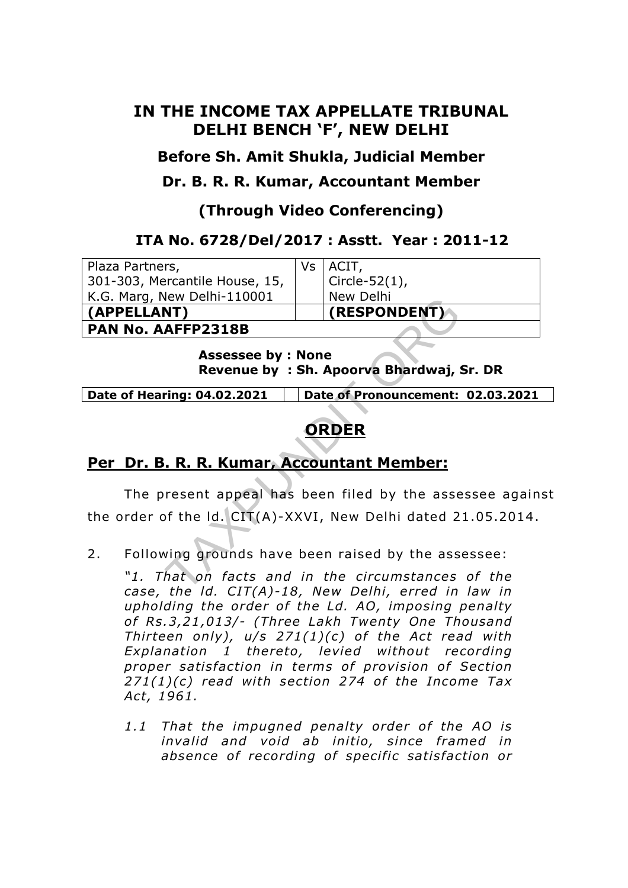# IN THE INCOME TAX APPELLATE TRIBUNAL DELHI BENCH 'F', NEW DELHI

## Before Sh. Amit Shukla, Judicial Member

## Dr. B. R. R. Kumar, Accountant Member

## (Through Video Conferencing)

### ITA No. 6728/Del/2017 : Asstt. Year : 2011-12

| Plaza Partners, 301-303, Mercantile House, 15, K.G. Marg, New Delhi-110001 | Vs | ACIT, Circle-52(1), New Delhi |
|---|---|---|
| **(APPELLANT)** | | **(RESPONDENT)** |
| **PAN No. AAFFP2318B** | | |

**Assessee by : None**
**Revenue by : Sh. Apoorva Bhardwaj, Sr. DR**

| Date of Hearing: 04.02.2021 | | Date of Pronouncement: 02.03.2021 |
|---|---|---|

## ORDER

## Per Dr. B. R. R. Kumar, Accountant Member:

The present appeal has been filed by the assessee against the order of the ld. CIT(A)-XXVI, New Delhi dated 21.05.2014.

2. Following grounds have been raised by the assessee:

*"1. That on facts and in the circumstances of the case, the ld. CIT(A)-18, New Delhi, erred in law in upholding the order of the Ld. AO, imposing penalty of Rs.3,21,013/- (Three Lakh Twenty One Thousand Thirteen only), u/s 271(1)(c) of the Act read with Explanation 1 thereto, levied without recording proper satisfaction in terms of provision of Section 271(1)(c) read with section 274 of the Income Tax Act, 1961.*

*1.1 That the impugned penalty order of the AO is invalid and void ab initio, since framed in absence of recording of specific satisfaction or*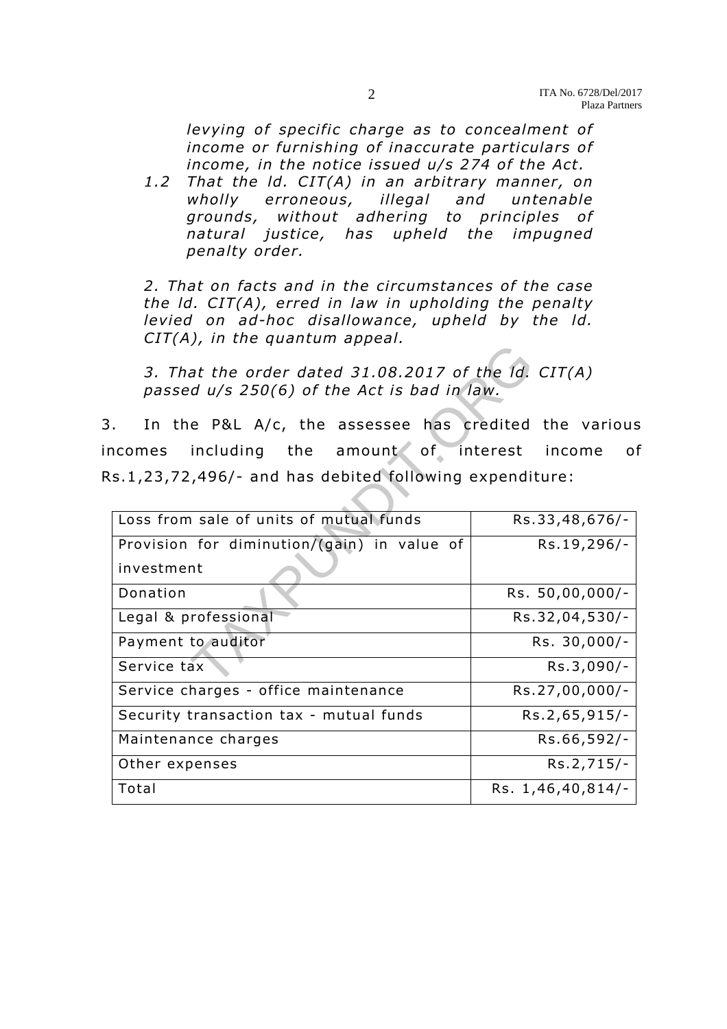*levying of specific charge as to concealment of income or furnishing of inaccurate particulars of income, in the notice issued u/s 274 of the Act.*

*1.2 That the ld. CIT(A) in an arbitrary manner, on wholly erroneous, illegal and untenable grounds, without adhering to principles of natural justice, has upheld the impugned penalty order.*

*2. That on facts and in the circumstances of the case the ld. CIT(A), erred in law in upholding the penalty levied on ad-hoc disallowance, upheld by the ld. CIT(A), in the quantum appeal.*

*3. That the order dated 31.08.2017 of the ld. CIT(A) passed u/s 250(6) of the Act is bad in law.*

3. In the P&L A/c, the assessee has credited the various incomes including the amount of interest income of Rs.1,23,72,496/- and has debited following expenditure:

| | |
|---|---|
| Loss from sale of units of mutual funds | Rs.33,48,676/- |
| Provision for diminution/(gain) in value of investment | Rs.19,296/- |
| Donation | Rs. 50,00,000/- |
| Legal & professional | Rs.32,04,530/- |
| Payment to auditor | Rs. 30,000/- |
| Service tax | Rs.3,090/- |
| Service charges - office maintenance | Rs.27,00,000/- |
| Security transaction tax - mutual funds | Rs.2,65,915/- |
| Maintenance charges | Rs.66,592/- |
| Other expenses | Rs.2,715/- |
| Total | Rs. 1,46,40,814/- |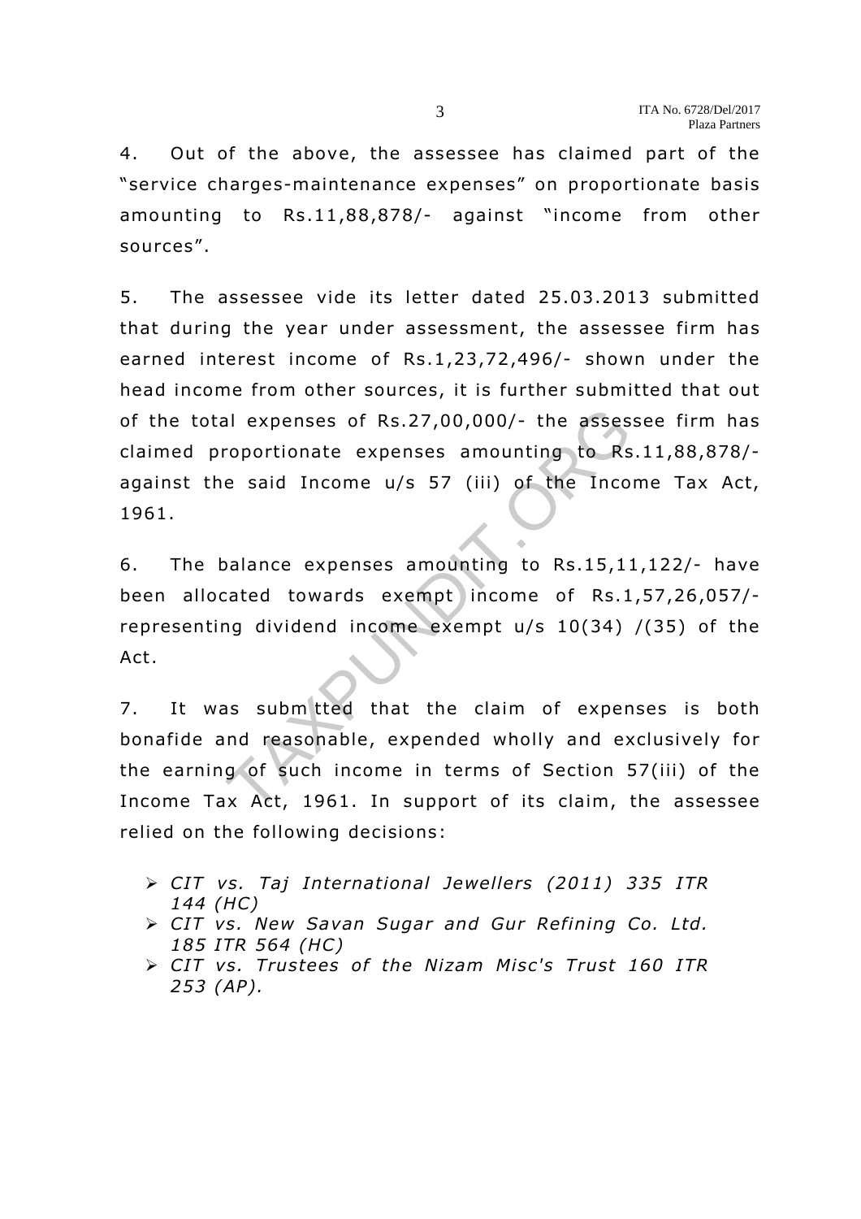4. Out of the above, the assessee has claimed part of the "service charges-maintenance expenses" on proportionate basis amounting to Rs.11,88,878/- against "income from other sources".

5. The assessee vide its letter dated 25.03.2013 submitted that during the year under assessment, the assessee firm has earned interest income of Rs.1,23,72,496/- shown under the head income from other sources, it is further submitted that out of the total expenses of Rs.27,00,000/- the assessee firm has claimed proportionate expenses amounting to Rs.11,88,878/- against the said Income u/s 57 (iii) of the Income Tax Act, 1961.

6. The balance expenses amounting to Rs.15,11,122/- have been allocated towards exempt income of Rs.1,57,26,057/- representing dividend income exempt u/s 10(34) /(35) of the Act.

7. It was submitted that the claim of expenses is both bonafide and reasonable, expended wholly and exclusively for the earning of such income in terms of Section 57(iii) of the Income Tax Act, 1961. In support of its claim, the assessee relied on the following decisions:

- *CIT vs. Taj International Jewellers (2011) 335 ITR 144 (HC)*
- *CIT vs. New Savan Sugar and Gur Refining Co. Ltd. 185 ITR 564 (HC)*
- *CIT vs. Trustees of the Nizam Misc's Trust 160 ITR 253 (AP).*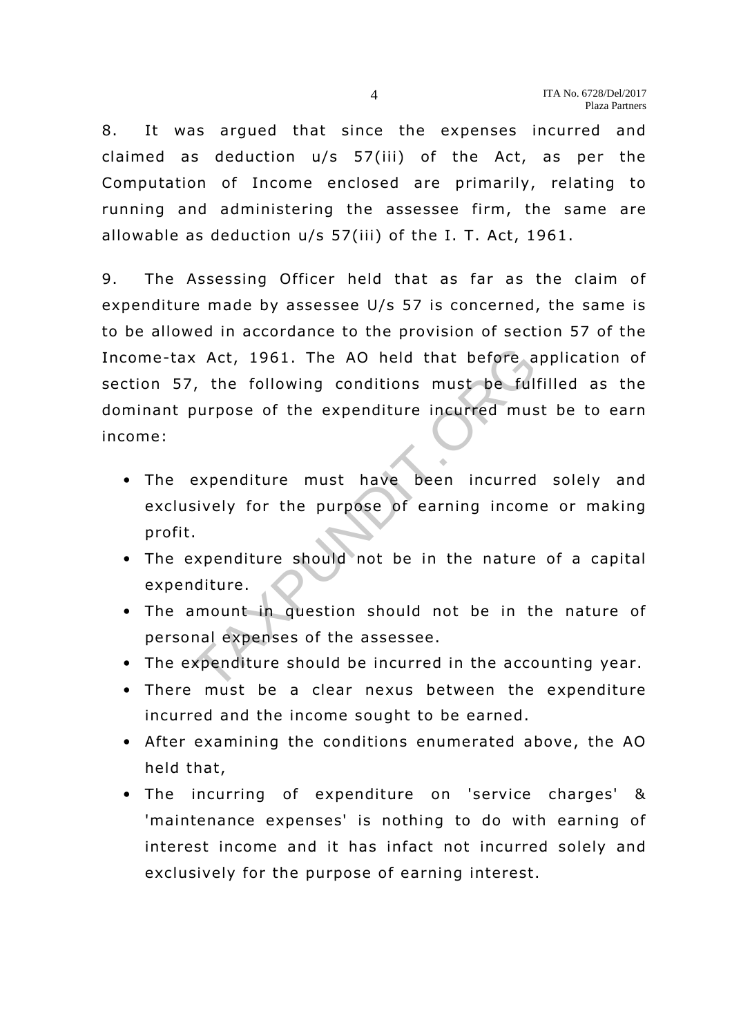8. It was argued that since the expenses incurred and claimed as deduction u/s 57(iii) of the Act, as per the Computation of Income enclosed are primarily, relating to running and administering the assessee firm, the same are allowable as deduction u/s 57(iii) of the I. T. Act, 1961.

9. The Assessing Officer held that as far as the claim of expenditure made by assessee U/s 57 is concerned, the same is to be allowed in accordance to the provision of section 57 of the Income-tax Act, 1961. The AO held that before application of section 57, the following conditions must be fulfilled as the dominant purpose of the expenditure incurred must be to earn income:

- The expenditure must have been incurred solely and exclusively for the purpose of earning income or making profit.
- The expenditure should not be in the nature of a capital expenditure.
- The amount in question should not be in the nature of personal expenses of the assessee.
- The expenditure should be incurred in the accounting year.
- There must be a clear nexus between the expenditure incurred and the income sought to be earned.
- After examining the conditions enumerated above, the AO held that,
- The incurring of expenditure on 'service charges' & 'maintenance expenses' is nothing to do with earning of interest income and it has infact not incurred solely and exclusively for the purpose of earning interest.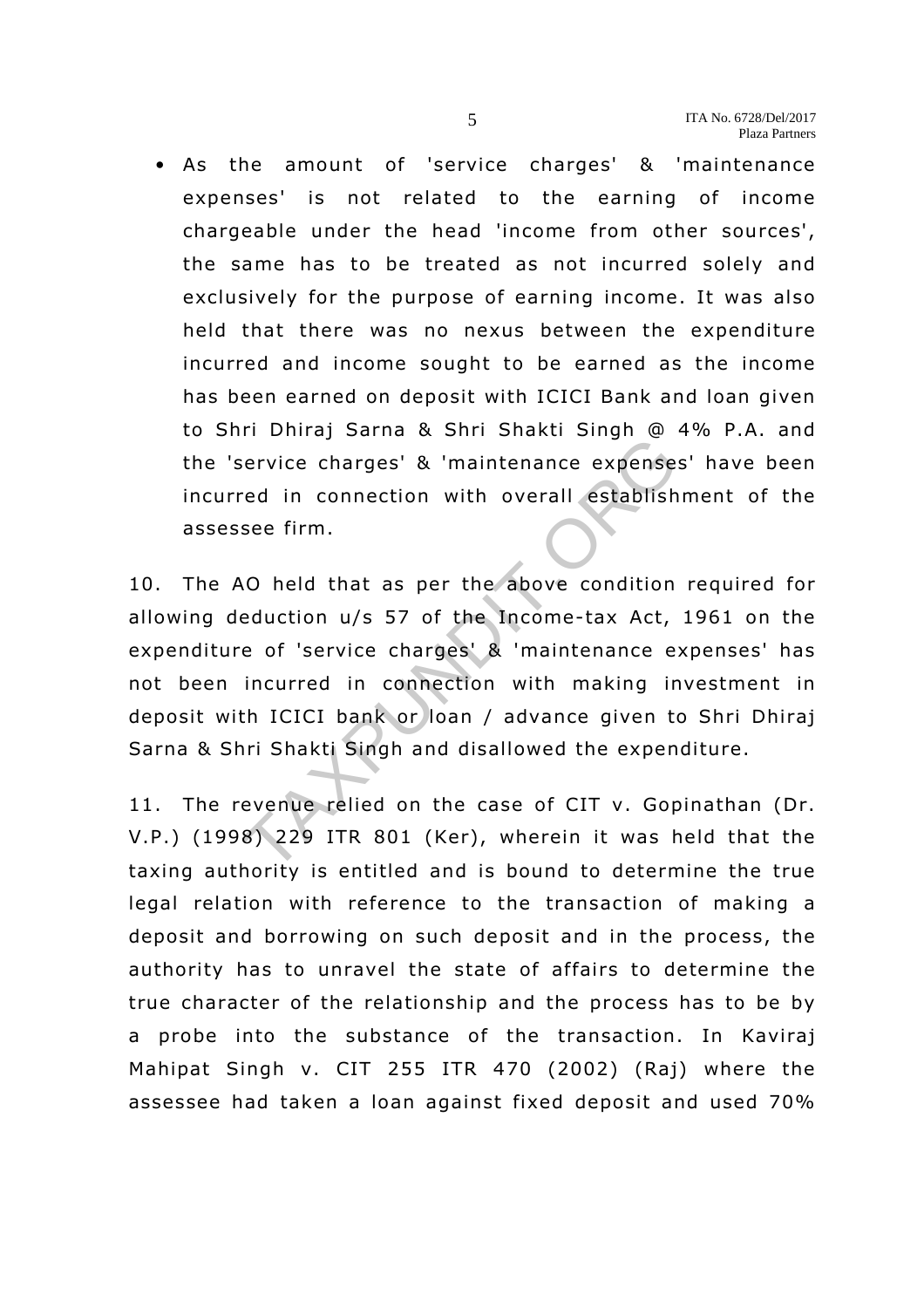- As the amount of 'service charges' & 'maintenance expenses' is not related to the earning of income chargeable under the head 'income from other sources', the same has to be treated as not incurred solely and exclusively for the purpose of earning income. It was also held that there was no nexus between the expenditure incurred and income sought to be earned as the income has been earned on deposit with ICICI Bank and loan given to Shri Dhiraj Sarna & Shri Shakti Singh @ 4% P.A. and the 'service charges' & 'maintenance expenses' have been incurred in connection with overall establishment of the assessee firm.

10. The AO held that as per the above condition required for allowing deduction u/s 57 of the Income-tax Act, 1961 on the expenditure of 'service charges' & 'maintenance expenses' has not been incurred in connection with making investment in deposit with ICICI bank or loan / advance given to Shri Dhiraj Sarna & Shri Shakti Singh and disallowed the expenditure.

11. The revenue relied on the case of CIT v. Gopinathan (Dr. V.P.) (1998) 229 ITR 801 (Ker), wherein it was held that the taxing authority is entitled and is bound to determine the true legal relation with reference to the transaction of making a deposit and borrowing on such deposit and in the process, the authority has to unravel the state of affairs to determine the true character of the relationship and the process has to be by a probe into the substance of the transaction. In Kaviraj Mahipat Singh v. CIT 255 ITR 470 (2002) (Raj) where the assessee had taken a loan against fixed deposit and used 70%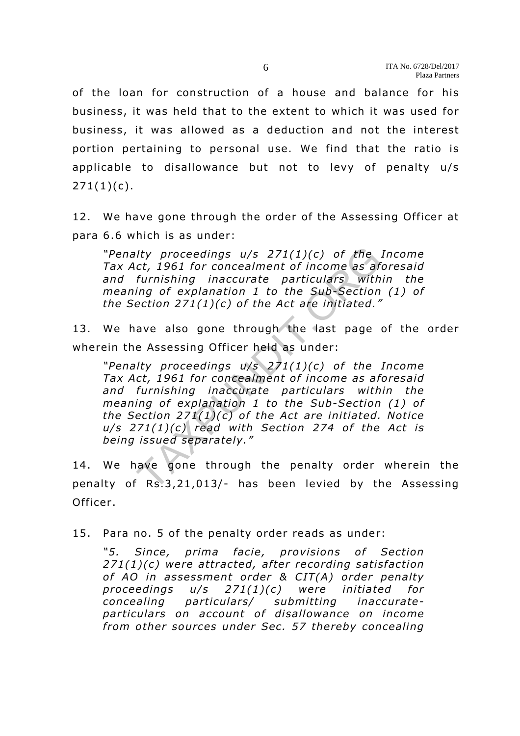of the loan for construction of a house and balance for his business, it was held that to the extent to which it was used for business, it was allowed as a deduction and not the interest portion pertaining to personal use. We find that the ratio is applicable to disallowance but not to levy of penalty u/s 271(1)(c).

12. We have gone through the order of the Assessing Officer at para 6.6 which is as under:

> *"Penalty proceedings u/s 271(1)(c) of the Income Tax Act, 1961 for concealment of income as aforesaid and furnishing inaccurate particulars within the meaning of explanation 1 to the Sub-Section (1) of the Section 271(1)(c) of the Act are initiated."*

13. We have also gone through the last page of the order wherein the Assessing Officer held as under:

> *"Penalty proceedings u/s 271(1)(c) of the Income Tax Act, 1961 for concealment of income as aforesaid and furnishing inaccurate particulars within the meaning of explanation 1 to the Sub-Section (1) of the Section 271(1)(c) of the Act are initiated. Notice u/s 271(1)(c) read with Section 274 of the Act is being issued separately."*

14. We have gone through the penalty order wherein the penalty of Rs.3,21,013/- has been levied by the Assessing Officer.

15. Para no. 5 of the penalty order reads as under:

> *"5. Since, prima facie, provisions of Section 271(1)(c) were attracted, after recording satisfaction of AO in assessment order & CIT(A) order penalty proceedings u/s 271(1)(c) were initiated for concealing particulars/ submitting inaccurate-particulars on account of disallowance on income from other sources under Sec. 57 thereby concealing*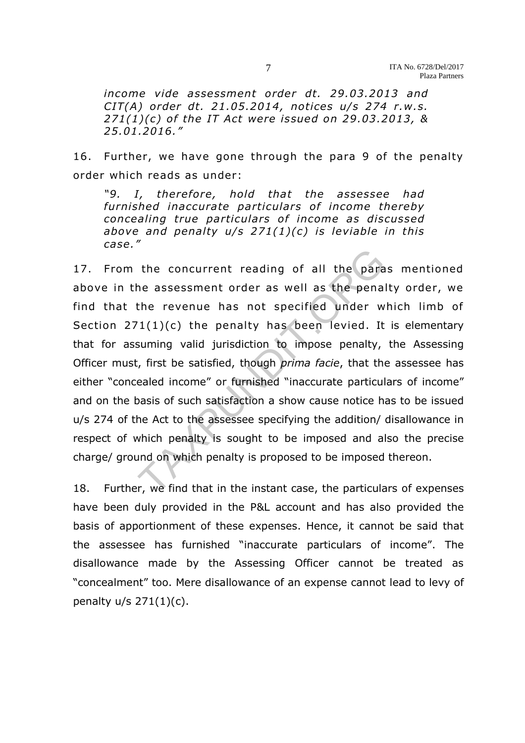*income vide assessment order dt. 29.03.2013 and CIT(A) order dt. 21.05.2014, notices u/s 274 r.w.s. 271(1)(c) of the IT Act were issued on 29.03.2013, & 25.01.2016."*

16. Further, we have gone through the para 9 of the penalty order which reads as under:

> *"9. I, therefore, hold that the assessee had furnished inaccurate particulars of income thereby concealing true particulars of income as discussed above and penalty u/s 271(1)(c) is leviable in this case."*

17. From the concurrent reading of all the paras mentioned above in the assessment order as well as the penalty order, we find that the revenue has not specified under which limb of Section 271(1)(c) the penalty has been levied. It is elementary that for assuming valid jurisdiction to impose penalty, the Assessing Officer must, first be satisfied, though *prima facie*, that the assessee has either "concealed income" or furnished "inaccurate particulars of income" and on the basis of such satisfaction a show cause notice has to be issued u/s 274 of the Act to the assessee specifying the addition/ disallowance in respect of which penalty is sought to be imposed and also the precise charge/ ground on which penalty is proposed to be imposed thereon.

18. Further, we find that in the instant case, the particulars of expenses have been duly provided in the P&L account and has also provided the basis of apportionment of these expenses. Hence, it cannot be said that the assessee has furnished "inaccurate particulars of income". The disallowance made by the Assessing Officer cannot be treated as "concealment" too. Mere disallowance of an expense cannot lead to levy of penalty u/s 271(1)(c).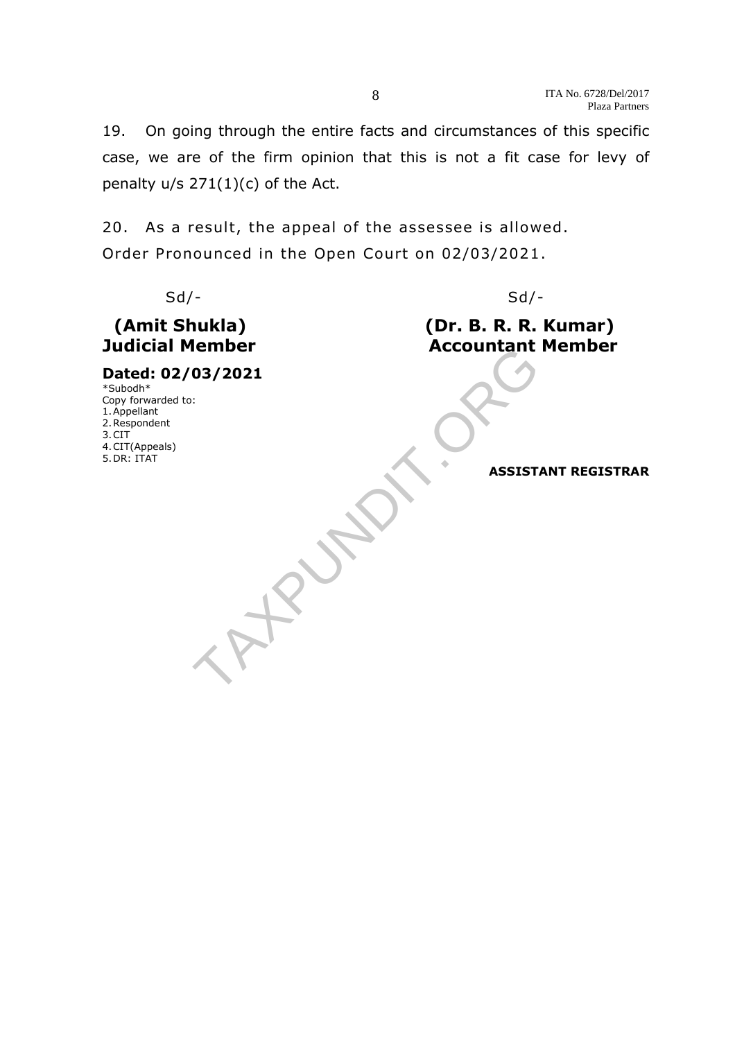19. On going through the entire facts and circumstances of this specific case, we are of the firm opinion that this is not a fit case for levy of penalty u/s 271(1)(c) of the Act.

20. As a result, the appeal of the assessee is allowed.
Order Pronounced in the Open Court on 02/03/2021.

| | |
|---|---|
| Sd/- | Sd/- |
| **(Amit Shukla)** | **(Dr. B. R. R. Kumar)** |
| **Judicial Member** | **Accountant Member** |

**Dated: 02/03/2021**

\*Subodh\*

Copy forwarded to:

1. Appellant
2. Respondent
3. CIT
4. CIT(Appeals)
5. DR: ITAT

**ASSISTANT REGISTRAR**